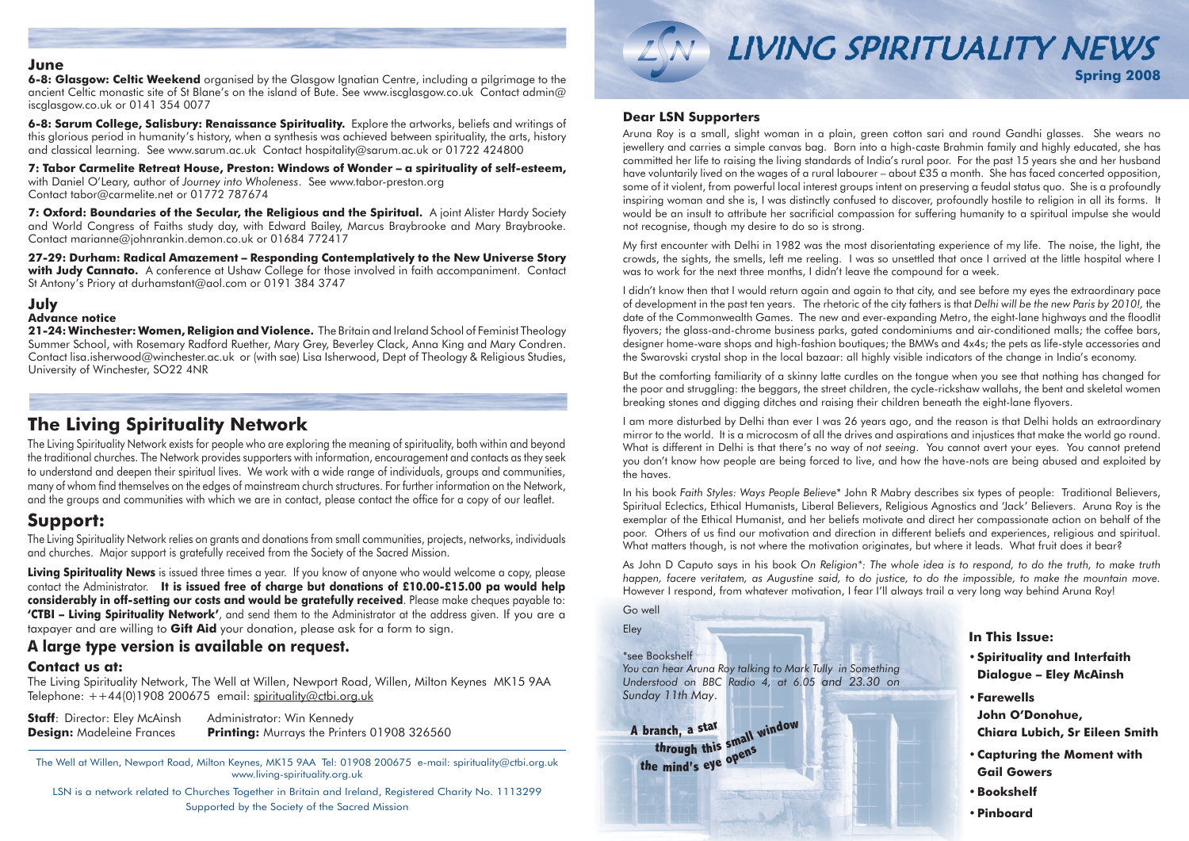## June

**6-8: Glasgow: Celtic Weekend** organised by the Glasgow Ignatian Centre, including a pilgrimage to the ancient Celtic monastic site of St Blane's on the island of Bute. See www.iscglasgow.co.uk Contact admin@iscglasgow.co.uk or 0141 354 0077

**6-8: Sarum College, Salisbury: Renaissance Spirituality.** Explore the artworks, beliefs and writings of this glorious period in humanity's history, when a synthesis was achieved between spirituality, the arts, history and classical learning. See www.sarum.ac.uk Contact hospitality@sarum.ac.uk or 01722 424800

**7: Tabor Carmelite Retreat House, Preston: Windows of Wonder – a spirituality of self-esteem,** with Daniel O'Leary, author of *Journey into Wholeness*. See www.tabor-preston.org
Contact tabor@carmelite.net or 01772 787674

**7: Oxford: Boundaries of the Secular, the Religious and the Spiritual.** A joint Alister Hardy Society and World Congress of Faiths study day, with Edward Bailey, Marcus Braybrooke and Mary Braybrooke. Contact marianne@johnrankin.demon.co.uk or 01684 772417

**27-29: Durham: Radical Amazement – Responding Contemplatively to the New Universe Story with Judy Cannato.** A conference at Ushaw College for those involved in faith accompaniment. Contact St Antony's Priory at durhamstant@aol.com or 0191 384 3747

## July

**Advance notice**

**21-24: Winchester: Women, Religion and Violence.** The Britain and Ireland School of Feminist Theology Summer School, with Rosemary Radford Ruether, Mary Grey, Beverley Clack, Anna King and Mary Condren. Contact lisa.isherwood@winchester.ac.uk or (with sae) Lisa Isherwood, Dept of Theology & Religious Studies, University of Winchester, SO22 4NR

# The Living Spirituality Network

The Living Spirituality Network exists for people who are exploring the meaning of spirituality, both within and beyond the traditional churches. The Network provides supporters with information, encouragement and contacts as they seek to understand and deepen their spiritual lives. We work with a wide range of individuals, groups and communities, many of whom find themselves on the edges of mainstream church structures. For further information on the Network, and the groups and communities with which we are in contact, please contact the office for a copy of our leaflet.

# Support:

The Living Spirituality Network relies on grants and donations from small communities, projects, networks, individuals and churches. Major support is gratefully received from the Society of the Sacred Mission.

**Living Spirituality News** is issued three times a year. If you know of anyone who would welcome a copy, please contact the Administrator. **It is issued free of charge but donations of £10.00-£15.00 pa would help considerably in off-setting our costs and would be gratefully received**. Please make cheques payable to: **'CTBI – Living Spirituality Network'**, and send them to the Administrator at the address given. If you are a taxpayer and are willing to **Gift Aid** your donation, please ask for a form to sign.

## A large type version is available on request.

### Contact us at:

The Living Spirituality Network, The Well at Willen, Newport Road, Willen, Milton Keynes MK15 9AA
Telephone: ++44(0)1908 200675 email: spirituality@ctbi.org.uk

**Staff**: Director: Eley McAinsh    Administrator: Win Kennedy
**Design:** Madeleine Frances    **Printing:** Murrays the Printers 01908 326560

The Well at Willen, Newport Road, Milton Keynes, MK15 9AA Tel: 01908 200675 e-mail: spirituality@ctbi.org.uk www.living-spirituality.org.uk

LSN is a network related to Churches Together in Britain and Ireland, Registered Charity No. 1113299
Supported by the Society of the Sacred Mission

# LIVING SPIRITUALITY NEWS

**Spring 2008**

### Dear LSN Supporters

Aruna Roy is a small, slight woman in a plain, green cotton sari and round Gandhi glasses. She wears no jewellery and carries a simple canvas bag. Born into a high-caste Brahmin family and highly educated, she has committed her life to raising the living standards of India's rural poor. For the past 15 years she and her husband have voluntarily lived on the wages of a rural labourer – about £35 a month. She has faced concerted opposition, some of it violent, from powerful local interest groups intent on preserving a feudal status quo. She is a profoundly inspiring woman and she is, I was distinctly confused to discover, profoundly hostile to religion in all its forms. It would be an insult to attribute her sacrificial compassion for suffering humanity to a spiritual impulse she would not recognise, though my desire to do so is strong.

My first encounter with Delhi in 1982 was the most disorientating experience of my life. The noise, the light, the crowds, the sights, the smells, left me reeling. I was so unsettled that once I arrived at the little hospital where I was to work for the next three months, I didn't leave the compound for a week.

I didn't know then that I would return again and again to that city, and see before my eyes the extraordinary pace of development in the past ten years. The rhetoric of the city fathers is that *Delhi will be the new Paris by 2010!*, the date of the Commonwealth Games. The new and ever-expanding Metro, the eight-lane highways and the floodlit flyovers; the glass-and-chrome business parks, gated condominiums and air-conditioned malls; the coffee bars, designer home-ware shops and high-fashion boutiques; the BMWs and 4x4s; the pets as life-style accessories and the Swarovski crystal shop in the local bazaar: all highly visible indicators of the change in India's economy.

But the comforting familiarity of a skinny latte curdles on the tongue when you see that nothing has changed for the poor and struggling: the beggars, the street children, the cycle-rickshaw wallahs, the bent and skeletal women breaking stones and digging ditches and raising their children beneath the eight-lane flyovers.

I am more disturbed by Delhi than ever I was 26 years ago, and the reason is that Delhi holds an extraordinary mirror to the world. It is a microcosm of all the drives and aspirations and injustices that make the world go round. What is different in Delhi is that there's no way of *not seeing*. You cannot avert your eyes. You cannot pretend you don't know how people are being forced to live, and how the have-nots are being abused and exploited by the haves.

In his book *Faith Styles: Ways People Believe*\* John R Mabry describes six types of people: Traditional Believers, Spiritual Eclectics, Ethical Humanists, Liberal Believers, Religious Agnostics and 'Jack' Believers. Aruna Roy is the exemplar of the Ethical Humanist, and her beliefs motivate and direct her compassionate action on behalf of the poor. Others of us find our motivation and direction in different beliefs and experiences, religious and spiritual. What matters though, is not where the motivation originates, but where it leads. What fruit does it bear?

As John D Caputo says in his book *On Religion*\*: *The whole idea is to respond, to do the truth, to make truth happen, facere veritatem, as Augustine said, to do justice, to do the impossible, to make the mountain move.* However I respond, from whatever motivation, I fear I'll always trail a very long way behind Aruna Roy!

Go well

Eley

\*see Bookshelf

*You can hear Aruna Roy talking to Mark Tully in Something Understood on BBC Radio 4, at 6.05 and 23.30 on Sunday 11th May.*

**A branch, a star through this small window the mind's eye opens**

### In This Issue:

- **Spirituality and Interfaith Dialogue – Eley McAinsh**
- **Farewells John O'Donohue, Chiara Lubich, Sr Eileen Smith**
- **Capturing the Moment with Gail Gowers**
- **Bookshelf**
- **Pinboard**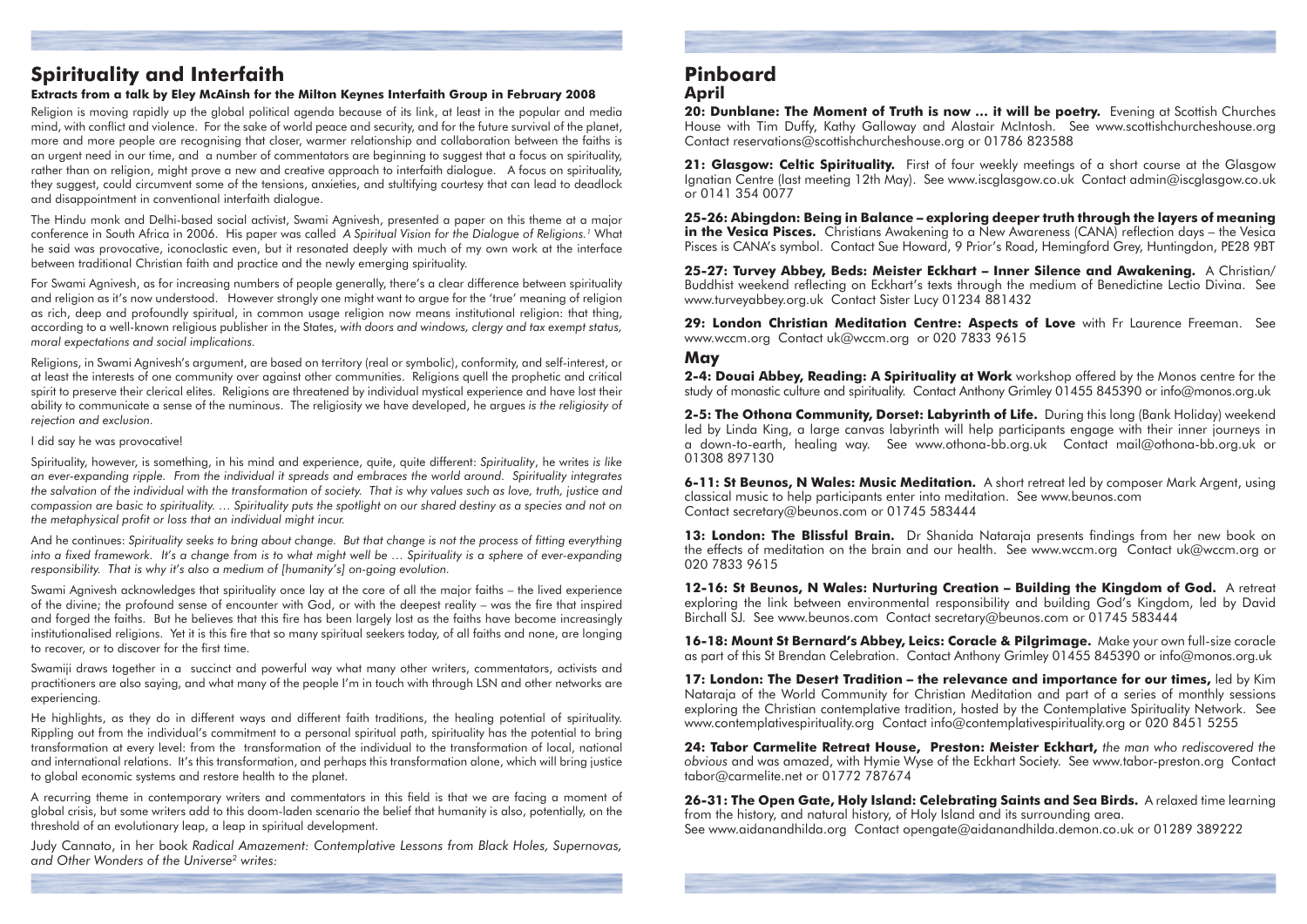## Spirituality and Interfaith

**Extracts from a talk by Eley McAinsh for the Milton Keynes Interfaith Group in February 2008**

Religion is moving rapidly up the global political agenda because of its link, at least in the popular and media mind, with conflict and violence. For the sake of world peace and security, and for the future survival of the planet, more and more people are recognising that closer, warmer relationship and collaboration between the faiths is an urgent need in our time, and a number of commentators are beginning to suggest that a focus on spirituality, rather than on religion, might prove a new and creative approach to interfaith dialogue. A focus on spirituality, they suggest, could circumvent some of the tensions, anxieties, and stultifying courtesy that can lead to deadlock and disappointment in conventional interfaith dialogue.

The Hindu monk and Delhi-based social activist, Swami Agnivesh, presented a paper on this theme at a major conference in South Africa in 2006. His paper was called *A Spiritual Vision for the Dialogue of Religions.*[1] What he said was provocative, iconoclastic even, but it resonated deeply with much of my own work at the interface between traditional Christian faith and practice and the newly emerging spirituality.

For Swami Agnivesh, as for increasing numbers of people generally, there's a clear difference between spirituality and religion as it's now understood. However strongly one might want to argue for the 'true' meaning of religion as rich, deep and profoundly spiritual, in common usage religion now means institutional religion: that thing, according to a well-known religious publisher in the States, *with doors and windows, clergy and tax exempt status, moral expectations and social implications.*

Religions, in Swami Agnivesh's argument, are based on territory (real or symbolic), conformity, and self-interest, or at least the interests of one community over against other communities. Religions quell the prophetic and critical spirit to preserve their clerical elites. Religions are threatened by individual mystical experience and have lost their ability to communicate a sense of the numinous. The religiosity we have developed, he argues *is the religiosity of rejection and exclusion.*

I did say he was provocative!

Spirituality, however, is something, in his mind and experience, quite, quite different: *Spirituality*, he writes *is like an ever-expanding ripple. From the individual it spreads and embraces the world around. Spirituality integrates the salvation of the individual with the transformation of society. That is why values such as love, truth, justice and compassion are basic to spirituality. … Spirituality puts the spotlight on our shared destiny as a species and not on the metaphysical profit or loss that an individual might incur.*

And he continues: *Spirituality seeks to bring about change. But that change is not the process of fitting everything into a fixed framework. It's a change from is to what might well be … Spirituality is a sphere of ever-expanding responsibility. That is why it's also a medium of [humanity's] on-going evolution.*

Swami Agnivesh acknowledges that spirituality once lay at the core of all the major faiths – the lived experience of the divine; the profound sense of encounter with God, or with the deepest reality – was the fire that inspired and forged the faiths. But he believes that this fire has been largely lost as the faiths have become increasingly institutionalised religions. Yet it is this fire that so many spiritual seekers today, of all faiths and none, are longing to recover, or to discover for the first time.

Swamiji draws together in a succinct and powerful way what many other writers, commentators, activists and practitioners are also saying, and what many of the people I'm in touch with through LSN and other networks are experiencing.

He highlights, as they do in different ways and different faith traditions, the healing potential of spirituality. Rippling out from the individual's commitment to a personal spiritual path, spirituality has the potential to bring transformation at every level: from the transformation of the individual to the transformation of local, national and international relations. It's this transformation, and perhaps this transformation alone, which will bring justice to global economic systems and restore health to the planet.

A recurring theme in contemporary writers and commentators in this field is that we are facing a moment of global crisis, but some writers add to this doom-laden scenario the belief that humanity is also, potentially, on the threshold of an evolutionary leap, a leap in spiritual development.

Judy Cannato, in her book *Radical Amazement: Contemplative Lessons from Black Holes, Supernovas, and Other Wonders of the Universe*[2] writes:

## Pinboard

### April

**20: Dunblane: The Moment of Truth is now … it will be poetry.** Evening at Scottish Churches House with Tim Duffy, Kathy Galloway and Alastair McIntosh. See www.scottishchurcheshouse.org Contact reservations@scottishchurcheshouse.org or 01786 823588

**21: Glasgow: Celtic Spirituality.** First of four weekly meetings of a short course at the Glasgow Ignatian Centre (last meeting 12th May). See www.iscglasgow.co.uk Contact admin@iscglasgow.co.uk or 0141 354 0077

**25-26: Abingdon: Being in Balance – exploring deeper truth through the layers of meaning in the Vesica Pisces.** Christians Awakening to a New Awareness (CANA) reflection days – the Vesica Pisces is CANA's symbol. Contact Sue Howard, 9 Prior's Road, Hemingford Grey, Huntingdon, PE28 9BT

**25-27: Turvey Abbey, Beds: Meister Eckhart – Inner Silence and Awakening.** A Christian/Buddhist weekend reflecting on Eckhart's texts through the medium of Benedictine Lectio Divina. See www.turveyabbey.org.uk Contact Sister Lucy 01234 881432

**29: London Christian Meditation Centre: Aspects of Love** with Fr Laurence Freeman. See www.wccm.org Contact uk@wccm.org or 020 7833 9615

### May

**2-4: Douai Abbey, Reading: A Spirituality at Work** workshop offered by the Monos centre for the study of monastic culture and spirituality. Contact Anthony Grimley 01455 845390 or info@monos.org.uk

**2-5: The Othona Community, Dorset: Labyrinth of Life.** During this long (Bank Holiday) weekend led by Linda King, a large canvas labyrinth will help participants engage with their inner journeys in a down-to-earth, healing way. See www.othona-bb.org.uk Contact mail@othona-bb.org.uk or 01308 897130

**6-11: St Beunos, N Wales: Music Meditation.** A short retreat led by composer Mark Argent, using classical music to help participants enter into meditation. See www.beunos.com Contact secretary@beunos.com or 01745 583444

**13: London: The Blissful Brain.** Dr Shanida Nataraja presents findings from her new book on the effects of meditation on the brain and our health. See www.wccm.org Contact uk@wccm.org or 020 7833 9615

**12-16: St Beunos, N Wales: Nurturing Creation – Building the Kingdom of God.** A retreat exploring the link between environmental responsibility and building God's Kingdom, led by David Birchall SJ. See www.beunos.com Contact secretary@beunos.com or 01745 583444

**16-18: Mount St Bernard's Abbey, Leics: Coracle & Pilgrimage.** Make your own full-size coracle as part of this St Brendan Celebration. Contact Anthony Grimley 01455 845390 or info@monos.org.uk

**17: London: The Desert Tradition – the relevance and importance for our times,** led by Kim Nataraja of the World Community for Christian Meditation and part of a series of monthly sessions exploring the Christian contemplative tradition, hosted by the Contemplative Spirituality Network. See www.contemplativespirituality.org Contact info@contemplativespirituality.org or 020 8451 5255

**24: Tabor Carmelite Retreat House, Preston: Meister Eckhart,** *the man who rediscovered the obvious* and was amazed, with Hymie Wyse of the Eckhart Society. See www.tabor-preston.org Contact tabor@carmelite.net or 01772 787674

**26-31: The Open Gate, Holy Island: Celebrating Saints and Sea Birds.** A relaxed time learning from the history, and natural history, of Holy Island and its surrounding area. See www.aidanandhilda.org Contact opengate@aidanandhilda.demon.co.uk or 01289 389222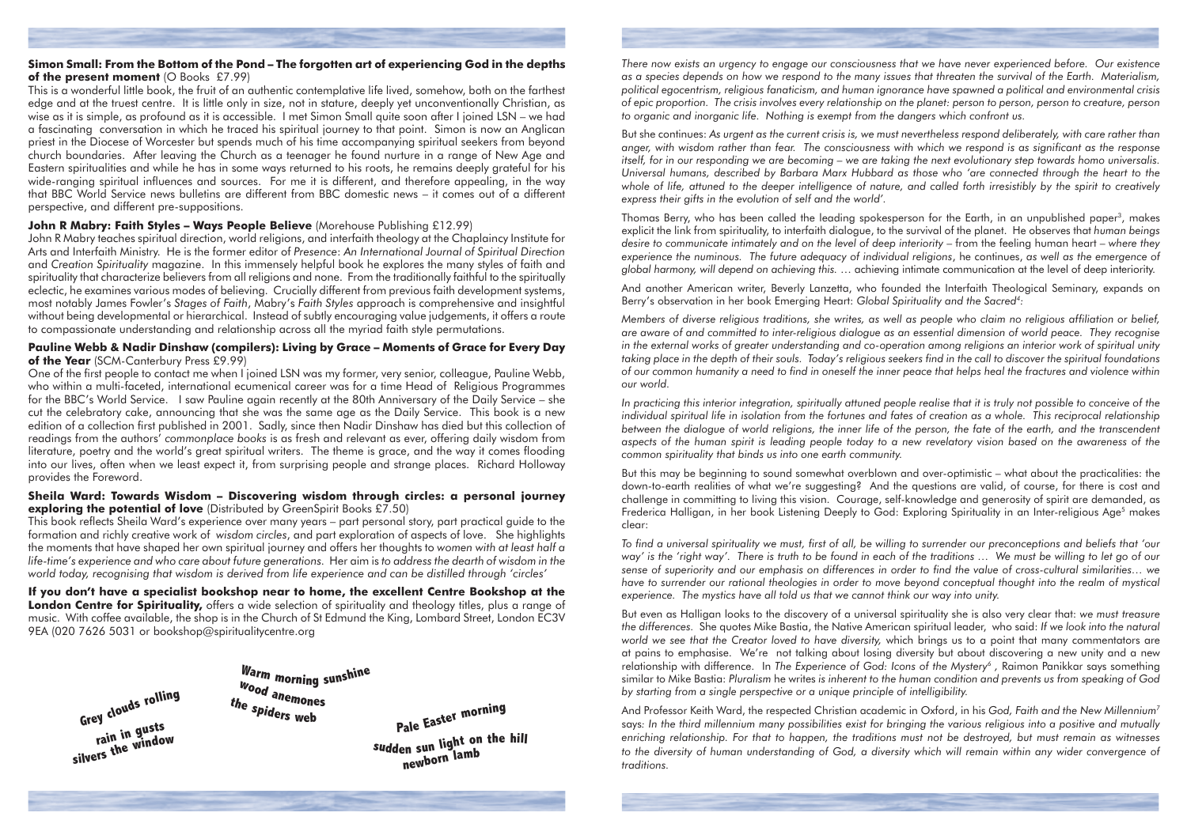**Simon Small: From the Bottom of the Pond – The forgotten art of experiencing God in the depths of the present moment** (O Books £7.99)

This is a wonderful little book, the fruit of an authentic contemplative life lived, somehow, both on the farthest edge and at the truest centre. It is little only in size, not in stature, deeply yet unconventionally Christian, as wise as it is simple, as profound as it is accessible. I met Simon Small quite soon after I joined LSN – we had a fascinating conversation in which he traced his spiritual journey to that point. Simon is now an Anglican priest in the Diocese of Worcester but spends much of his time accompanying spiritual seekers from beyond church boundaries. After leaving the Church as a teenager he found nurture in a range of New Age and Eastern spiritualities and while he has in some ways returned to his roots, he remains deeply grateful for his wide-ranging spiritual influences and sources. For me it is different, and therefore appealing, in the way that BBC World Service news bulletins are different from BBC domestic news – it comes out of a different perspective, and different pre-suppositions.

**John R Mabry: Faith Styles – Ways People Believe** (Morehouse Publishing £12.99)

John R Mabry teaches spiritual direction, world religions, and interfaith theology at the Chaplaincy Institute for Arts and Interfaith Ministry. He is the former editor of *Presence: An International Journal of Spiritual Direction* and *Creation Spirituality* magazine. In this immensely helpful book he explores the many styles of faith and spirituality that characterize believers from all religions and none. From the traditionally faithful to the spiritually eclectic, he examines various modes of believing. Crucially different from previous faith development systems, most notably James Fowler's *Stages of Faith*, Mabry's *Faith Styles* approach is comprehensive and insightful without being developmental or hierarchical. Instead of subtly encouraging value judgements, it offers a route to compassionate understanding and relationship across all the myriad faith style permutations.

**Pauline Webb & Nadir Dinshaw (compilers): Living by Grace – Moments of Grace for Every Day of the Year** (SCM-Canterbury Press £9.99)

One of the first people to contact me when I joined LSN was my former, very senior, colleague, Pauline Webb, who within a multi-faceted, international ecumenical career was for a time Head of Religious Programmes for the BBC's World Service. I saw Pauline again recently at the 80th Anniversary of the Daily Service – she cut the celebratory cake, announcing that she was the same age as the Daily Service. This book is a new edition of a collection first published in 2001. Sadly, since then Nadir Dinshaw has died but this collection of readings from the authors' *commonplace books* is as fresh and relevant as ever, offering daily wisdom from literature, poetry and the world's great spiritual writers. The theme is grace, and the way it comes flooding into our lives, often when we least expect it, from surprising people and strange places. Richard Holloway provides the Foreword.

**Sheila Ward: Towards Wisdom – Discovering wisdom through circles: a personal journey exploring the potential of love** (Distributed by GreenSpirit Books £7.50)

This book reflects Sheila Ward's experience over many years – part personal story, part practical guide to the formation and richly creative work of *wisdom circles*, and part exploration of aspects of love. She highlights the moments that have shaped her own spiritual journey and offers her thoughts to *women with at least half a life-time's experience and who care about future generations.* Her aim is *to address the dearth of wisdom in the world today, recognising that wisdom is derived from life experience and can be distilled through 'circles'*

**If you don't have a specialist bookshop near to home, the excellent Centre Bookshop at the London Centre for Spirituality,** offers a wide selection of spirituality and theology titles, plus a range of music. With coffee available, the shop is in the Church of St Edmund the King, Lombard Street, London EC3V 9EA (020 7626 5031 or bookshop@spiritualitycentre.org

**Grey clouds rolling**
**rain in gusts**
**silvers the window**

**Warm morning sunshine**
**wood anemones**
**the spiders web**

**Pale Easter morning**
**sudden sun light on the hill**
**newborn lamb**

*There now exists an urgency to engage our consciousness that we have never experienced before. Our existence as a species depends on how we respond to the many issues that threaten the survival of the Earth. Materialism, political egocentrism, religious fanaticism, and human ignorance have spawned a political and environmental crisis of epic proportion. The crisis involves every relationship on the planet: person to person, person to creature, person to organic and inorganic life. Nothing is exempt from the dangers which confront us.*

But she continues: *As urgent as the current crisis is, we must nevertheless respond deliberately, with care rather than anger, with wisdom rather than fear. The consciousness with which we respond is as significant as the response itself, for in our responding we are becoming – we are taking the next evolutionary step towards homo universalis. Universal humans, described by Barbara Marx Hubbard as those who 'are connected through the heart to the whole of life, attuned to the deeper intelligence of nature, and called forth irresistibly by the spirit to creatively express their gifts in the evolution of self and the world'.*

Thomas Berry, who has been called the leading spokesperson for the Earth, in an unpublished paper[3], makes explicit the link from spirituality, to interfaith dialogue, to the survival of the planet. He observes that *human beings desire to communicate intimately and on the level of deep interiority* – from the feeling human heart – *where they experience the numinous. The future adequacy of individual religions*, he continues, *as well as the emergence of global harmony, will depend on achieving this. …* achieving intimate communication at the level of deep interiority.

And another American writer, Beverly Lanzetta, who founded the Interfaith Theological Seminary, expands on Berry's observation in her book Emerging Heart: *Global Spirituality and the Sacred*[4]:

*Members of diverse religious traditions, she writes, as well as people who claim no religious affiliation or belief, are aware of and committed to inter-religious dialogue as an essential dimension of world peace. They recognise in the external works of greater understanding and co-operation among religions an interior work of spiritual unity taking place in the depth of their souls. Today's religious seekers find in the call to discover the spiritual foundations of our common humanity a need to find in oneself the inner peace that helps heal the fractures and violence within our world.*

*In practicing this interior integration, spiritually attuned people realise that it is truly not possible to conceive of the individual spiritual life in isolation from the fortunes and fates of creation as a whole. This reciprocal relationship between the dialogue of world religions, the inner life of the person, the fate of the earth, and the transcendent aspects of the human spirit is leading people today to a new revelatory vision based on the awareness of the common spirituality that binds us into one earth community.*

But this may be beginning to sound somewhat overblown and over-optimistic – what about the practicalities: the down-to-earth realities of what we're suggesting? And the questions are valid, of course, for there is cost and challenge in committing to living this vision. Courage, self-knowledge and generosity of spirit are demanded, as Frederica Halligan, in her book Listening Deeply to God: Exploring Spirituality in an Inter-religious Age[5] makes clear:

*To find a universal spirituality we must, first of all, be willing to surrender our preconceptions and beliefs that 'our way' is the 'right way'. There is truth to be found in each of the traditions … We must be willing to let go of our sense of superiority and our emphasis on differences in order to find the value of cross-cultural similarities… we have to surrender our rational theologies in order to move beyond conceptual thought into the realm of mystical experience. The mystics have all told us that we cannot think our way into unity.*

But even as Halligan looks to the discovery of a universal spirituality she is also very clear that: *we must treasure the differences.* She quotes Mike Bastia, the Native American spiritual leader, who said: *If we look into the natural world we see that the Creator loved to have diversity,* which brings us to a point that many commentators are at pains to emphasise. We're not talking about losing diversity but about discovering a new unity and a new relationship with difference. In *The Experience of God: Icons of the Mystery*[6] , Raimon Panikkar says something similar to Mike Bastia: *Pluralism* he writes *is inherent to the human condition and prevents us from speaking of God by starting from a single perspective or a unique principle of intelligibility.*

And Professor Keith Ward, the respected Christian academic in Oxford, in his *God, Faith and the New Millennium*[7] says: *In the third millennium many possibilities exist for bringing the various religious into a positive and mutually enriching relationship. For that to happen, the traditions must not be destroyed, but must remain as witnesses to the diversity of human understanding of God, a diversity which will remain within any wider convergence of traditions.*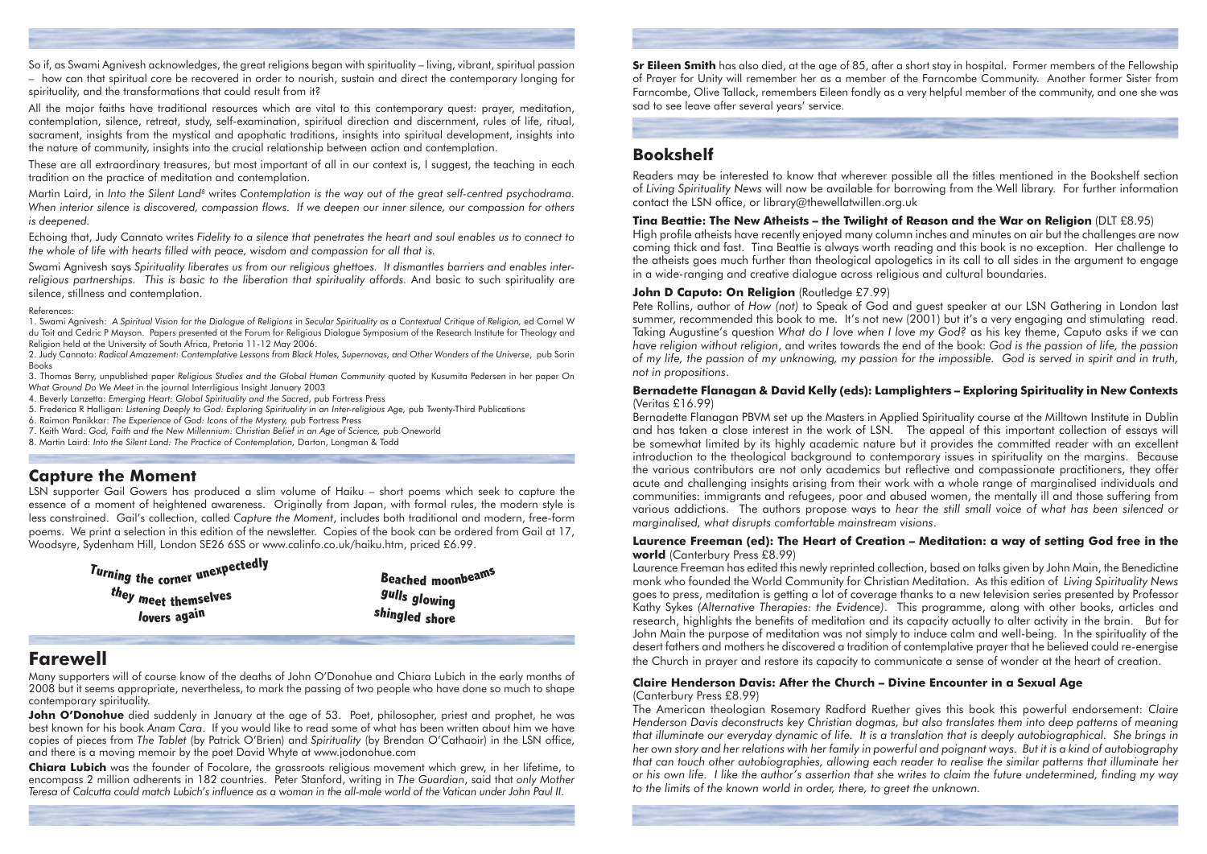So if, as Swami Agnivesh acknowledges, the great religions began with spirituality – living, vibrant, spiritual passion – how can that spiritual core be recovered in order to nourish, sustain and direct the contemporary longing for spirituality, and the transformations that could result from it?

All the major faiths have traditional resources which are vital to this contemporary quest: prayer, meditation, contemplation, silence, retreat, study, self-examination, spiritual direction and discernment, rules of life, ritual, sacrament, insights from the mystical and apophatic traditions, insights into spiritual development, insights into the nature of community, insights into the crucial relationship between action and contemplation.

These are all extraordinary treasures, but most important of all in our context is, I suggest, the teaching in each tradition on the practice of meditation and contemplation.

Martin Laird, in *Into the Silent Land*[8] writes *Contemplation is the way out of the great self-centred psychodrama. When interior silence is discovered, compassion flows. If we deepen our inner silence, our compassion for others is deepened.*

Echoing that, Judy Cannato writes *Fidelity to a silence that penetrates the heart and soul enables us to connect to the whole of life with hearts filled with peace, wisdom and compassion for all that is.*

Swami Agnivesh says *Spirituality liberates us from our religious ghettoes. It dismantles barriers and enables inter-religious partnerships. This is basic to the liberation that spirituality affords.* And basic to such spirituality are silence, stillness and contemplation.

References:

1. Swami Agnivesh: *A Spiritual Vision for the Dialogue of Religions* in *Secular Spirituality as a Contextual Critique of Religion,* ed Cornel W du Toit and Cedric P Mayson. Papers presented at the Forum for Religious Dialogue Symposium of the Research Institute for Theology and Religion held at the University of South Africa, Pretoria 11-12 May 2006.
2. Judy Cannato: *Radical Amazement: Contemplative Lessons from Black Holes, Supernovas, and Other Wonders of the Universe*, pub Sorin Books
3. Thomas Berry, unpublished paper *Religious Studies and the Global Human Community* quoted by Kusumita Pedersen in her paper *On What Ground Do We Meet* in the journal Interrligious Insight January 2003
4. Beverly Lanzetta: *Emerging Heart: Global Spirituality and the Sacred*, pub Fortress Press
5. Frederica R Halligan: *Listening Deeply to God: Exploring Spirituality in an Inter-religious Age,* pub Twenty-Third Publications
6. Raimon Panikkar: *The Experience of God: Icons of the Mystery,* pub Fortress Press
7. Keith Ward: *God, Faith and the New Millennium: Christian Belief in an Age of Science,* pub Oneworld
8. Martin Laird: *Into the Silent Land: The Practice of Contemplation,* Darton, Longman & Todd

## Capture the Moment

LSN supporter Gail Gowers has produced a slim volume of Haiku – short poems which seek to capture the essence of a moment of heightened awareness. Originally from Japan, with formal rules, the modern style is less constrained. Gail's collection, called *Capture the Moment*, includes both traditional and modern, free-form poems. We print a selection in this edition of the newsletter. Copies of the book can be ordered from Gail at 17, Woodsyre, Sydenham Hill, London SE26 6SS or www.calinfo.co.uk/haiku.htm, priced £6.99.

**Turning the corner unexpectedly**
**they meet themselves**
**lovers again**

**Beached moonbeams**
**gulls glowing**
**shingled shore**

## Farewell

Many supporters will of course know of the deaths of John O'Donohue and Chiara Lubich in the early months of 2008 but it seems appropriate, nevertheless, to mark the passing of two people who have done so much to shape contemporary spirituality.

**John O'Donohue** died suddenly in January at the age of 53. Poet, philosopher, priest and prophet, he was best known for his book *Anam Cara*. If you would like to read some of what has been written about him we have copies of pieces from *The Tablet* (by Patrick O'Brien) and *Spirituality* (by Brendan O'Cathaoir) in the LSN office, and there is a moving memoir by the poet David Whyte at www.jodonohue.com

**Chiara Lubich** was the founder of Focolare, the grassroots religious movement which grew, in her lifetime, to encompass 2 million adherents in 182 countries. Peter Stanford, writing in *The Guardian*, said that *only Mother Teresa of Calcutta could match Lubich's influence as a woman in the all-male world of the Vatican under John Paul II.*

**Sr Eileen Smith** has also died, at the age of 85, after a short stay in hospital. Former members of the Fellowship of Prayer for Unity will remember her as a member of the Farncombe Community. Another former Sister from Farncombe, Olive Tallack, remembers Eileen fondly as a very helpful member of the community, and one she was sad to see leave after several years' service.

## Bookshelf

Readers may be interested to know that wherever possible all the titles mentioned in the Bookshelf section of *Living Spirituality News* will now be available for borrowing from the Well library. For further information contact the LSN office, or library@thewellatwillen.org.uk

**Tina Beattie: The New Atheists – the Twilight of Reason and the War on Religion** (DLT £8.95)
High profile atheists have recently enjoyed many column inches and minutes on air but the challenges are now coming thick and fast. Tina Beattie is always worth reading and this book is no exception. Her challenge to the atheists goes much further than theological apologetics in its call to all sides in the argument to engage in a wide-ranging and creative dialogue across religious and cultural boundaries.

**John D Caputo: On Religion** (Routledge £7.99)
Pete Rollins, author of *How (not) to Speak of God* and guest speaker at our LSN Gathering in London last summer, recommended this book to me. It's not new (2001) but it's a very engaging and stimulating read. Taking Augustine's question *What do I love when I love my God?* as his key theme, Caputo asks if we can *have religion without religion*, and writes towards the end of the book: *God is the passion of life, the passion of my life, the passion of my unknowing, my passion for the impossible. God is served in spirit and in truth, not in propositions*.

**Bernadette Flanagan & David Kelly (eds): Lamplighters – Exploring Spirituality in New Contexts** (Veritas £16.99)
Bernadette Flanagan PBVM set up the Masters in Applied Spirituality course at the Milltown Institute in Dublin and has taken a close interest in the work of LSN. The appeal of this important collection of essays will be somewhat limited by its highly academic nature but it provides the committed reader with an excellent introduction to the theological background to contemporary issues in spirituality on the margins. Because the various contributors are not only academics but reflective and compassionate practitioners, they offer acute and challenging insights arising from their work with a whole range of marginalised individuals and communities: immigrants and refugees, poor and abused women, the mentally ill and those suffering from various addictions. The authors propose ways to *hear the still small voice of what has been silenced or marginalised, what disrupts comfortable mainstream visions*.

**Laurence Freeman (ed): The Heart of Creation – Meditation: a way of setting God free in the world** (Canterbury Press £8.99)
Laurence Freeman has edited this newly reprinted collection, based on talks given by John Main, the Benedictine monk who founded the World Community for Christian Meditation. As this edition of *Living Spirituality News* goes to press, meditation is getting a lot of coverage thanks to a new television series presented by Professor Kathy Sykes *(Alternative Therapies: the Evidence)*. This programme, along with other books, articles and research, highlights the benefits of meditation and its capacity actually to alter activity in the brain. But for John Main the purpose of meditation was not simply to induce calm and well-being. In the spirituality of the desert fathers and mothers he discovered a tradition of contemplative prayer that he believed could re-energise the Church in prayer and restore its capacity to communicate a sense of wonder at the heart of creation.

**Claire Henderson Davis: After the Church – Divine Encounter in a Sexual Age** (Canterbury Press £8.99)
The American theologian Rosemary Radford Ruether gives this book this powerful endorsement: *Claire Henderson Davis deconstructs key Christian dogmas, but also translates them into deep patterns of meaning that illuminate our everyday dynamic of life. It is a translation that is deeply autobiographical. She brings in her own story and her relations with her family in powerful and poignant ways. But it is a kind of autobiography that can touch other autobiographies, allowing each reader to realise the similar patterns that illuminate her or his own life. I like the author's assertion that she writes to claim the future undetermined, finding my way to the limits of the known world in order, there, to greet the unknown.*